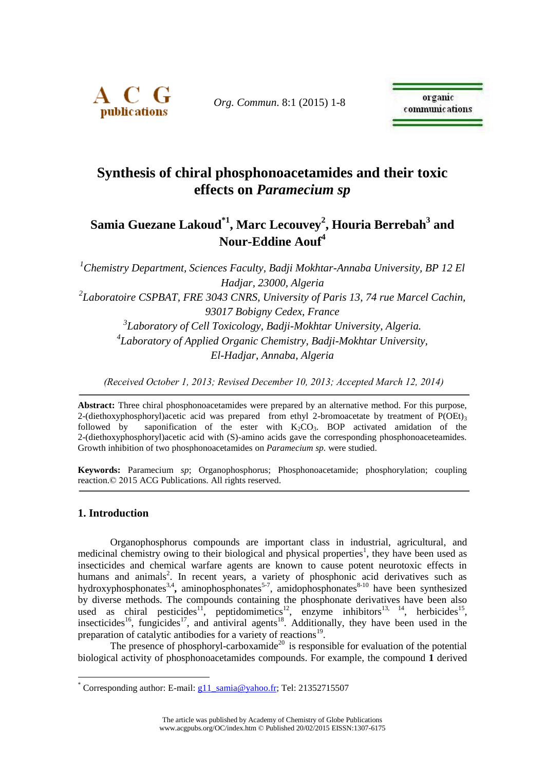# Synthesis of chiral phosphonoacetamides and their toxic effects on *Paramecium sp*

**Samia Guezane Lakoud*[1], Marc Lecouvey[2], Houria Berrebah[3] and Nour-Eddine Aouf[4]**

[1] *Chemistry Department, Sciences Faculty, Badji Mokhtar-Annaba University, BP 12 El Hadjar, 23000, Algeria*

[2] *Laboratoire CSPBAT, FRE 3043 CNRS, University of Paris 13, 74 rue Marcel Cachin, 93017 Bobigny Cedex, France*

[3] *Laboratory of Cell Toxicology, Badji-Mokhtar University, Algeria.*

[4] *Laboratory of Applied Organic Chemistry, Badji-Mokhtar University, El-Hadjar, Annaba, Algeria*

*(Received October 1, 2013; Revised December 10, 2013; Accepted March 12, 2014)*

**Abstract:** Three chiral phosphonoacetamides were prepared by an alternative method. For this purpose, 2-(diethoxyphosphoryl)acetic acid was prepared from ethyl 2-bromoacetate by treatment of $P(OEt)_3$ followed by saponification of the ester with $K_2CO_3$. BOP activated amidation of the 2-(diethoxyphosphoryl)acetic acid with (S)-amino acids gave the corresponding phosphonoaceteamides. Growth inhibition of two phosphonoacetamides on *Paramecium sp.* were studied.

**Keywords:** Paramecium *sp*; Organophosphorus; Phosphonoacetamide; phosphorylation; coupling reaction.© 2015 ACG Publications. All rights reserved.

## 1. Introduction

Organophosphorus compounds are important class in industrial, agricultural, and medicinal chemistry owing to their biological and physical properties[1], they have been used as insecticides and chemical warfare agents are known to cause potent neurotoxic effects in humans and animals[2]. In recent years, a variety of phosphonic acid derivatives such as hydroxyphosphonates[3,4], aminophosphonates[5-7], amidophosphonates[8-10] have been synthesized by diverse methods. The compounds containing the phosphonate derivatives have been also used as chiral pesticides[11], peptidomimetics[12], enzyme inhibitors[13, 14], herbicides[15], insecticides[16], fungicides[17], and antiviral agents[18]. Additionally, they have been used in the preparation of catalytic antibodies for a variety of reactions[19].

The presence of phosphoryl-carboxamide[20] is responsible for evaluation of the potential biological activity of phosphonoacetamides compounds. For example, the compound **1** derived

* Corresponding author: E-mail: g11_samia@yahoo.fr; Tel: 21352715507

The article was published by Academy of Chemistry of Globe Publications
www.acgpubs.org/OC/index.htm © Published 20/02/2015 EISSN:1307-6175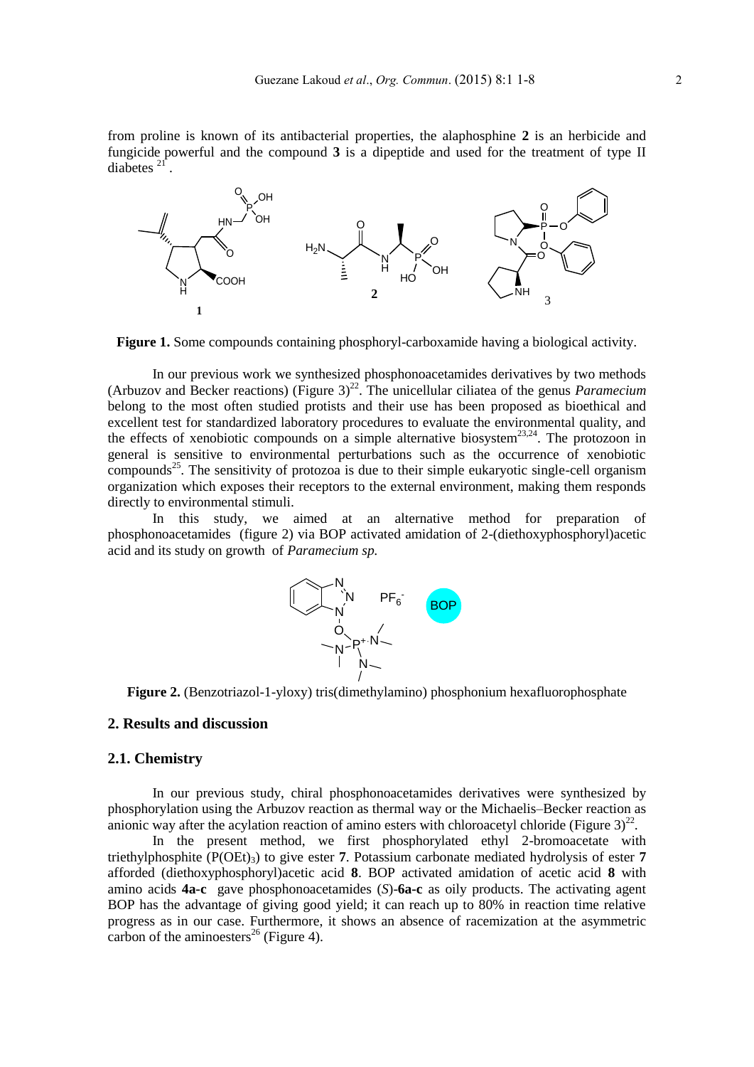from proline is known of its antibacterial properties, the alaphosphine **2** is an herbicide and fungicide powerful and the compound **3** is a dipeptide and used for the treatment of type II diabetes [21].

**Figure 1.** Some compounds containing phosphoryl-carboxamide having a biological activity.

In our previous work we synthesized phosphonoacetamides derivatives by two methods (Arbuzov and Becker reactions) (Figure 3)[22]. The unicellular ciliatea of the genus *Paramecium* belong to the most often studied protists and their use has been proposed as bioethical and excellent test for standardized laboratory procedures to evaluate the environmental quality, and the effects of xenobiotic compounds on a simple alternative biosystem[23,24]. The protozoon in general is sensitive to environmental perturbations such as the occurrence of xenobiotic compounds[25]. The sensitivity of protozoa is due to their simple eukaryotic single-cell organism organization which exposes their receptors to the external environment, making them responds directly to environmental stimuli.

In this study, we aimed at an alternative method for preparation of phosphonoacetamides (figure 2) via BOP activated amidation of 2-(diethoxyphosphoryl)acetic acid and its study on growth of *Paramecium sp.*

**Figure 2.** (Benzotriazol-1-yloxy) tris(dimethylamino) phosphonium hexafluorophosphate

## 2. Results and discussion

### 2.1. Chemistry

In our previous study, chiral phosphonoacetamides derivatives were synthesized by phosphorylation using the Arbuzov reaction as thermal way or the Michaelis–Becker reaction as anionic way after the acylation reaction of amino esters with chloroacetyl chloride (Figure 3)[22].

In the present method, we first phosphorylated ethyl 2-bromoacetate with triethylphosphite ($P(OEt)_3$) to give ester **7**. Potassium carbonate mediated hydrolysis of ester **7** afforded (diethoxyphosphoryl)acetic acid **8**. BOP activated amidation of acetic acid **8** with amino acids **4a-c** gave phosphonoacetamides (*S*)-**6a-c** as oily products. The activating agent BOP has the advantage of giving good yield; it can reach up to 80% in reaction time relative progress as in our case. Furthermore, it shows an absence of racemization at the asymmetric carbon of the aminoesters[26] (Figure 4).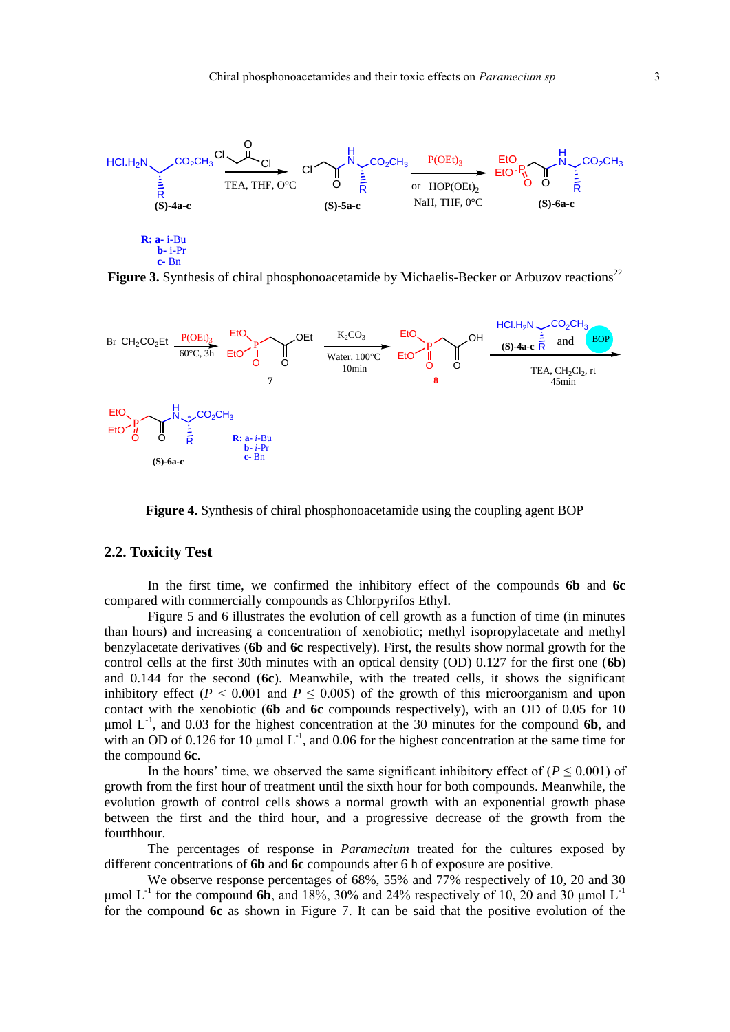**Figure 3.** Synthesis of chiral phosphonoacetamide by Michaelis-Becker or Arbuzov reactions[22]

**Figure 4.** Synthesis of chiral phosphonoacetamide using the coupling agent BOP

## 2.2. Toxicity Test

In the first time, we confirmed the inhibitory effect of the compounds **6b** and **6c** compared with commercially compounds as Chlorpyrifos Ethyl.

Figure 5 and 6 illustrates the evolution of cell growth as a function of time (in minutes than hours) and increasing a concentration of xenobiotic; methyl isopropylacetate and methyl benzylacetate derivatives (**6b** and **6c** respectively). First, the results show normal growth for the control cells at the first 30th minutes with an optical density (OD) 0.127 for the first one (**6b**) and 0.144 for the second (**6c**). Meanwhile, with the treated cells, it shows the significant inhibitory effect ($P < 0.001$ and $P \leq 0.005$) of the growth of this microorganism and upon contact with the xenobiotic (**6b** and **6c** compounds respectively), with an OD of 0.05 for 10 µmol $L^{-1}$, and 0.03 for the highest concentration at the 30 minutes for the compound **6b**, and with an OD of 0.126 for 10 µmol $L^{-1}$, and 0.06 for the highest concentration at the same time for the compound **6c**.

In the hours' time, we observed the same significant inhibitory effect of ($P \leq 0.001$) of growth from the first hour of treatment until the sixth hour for both compounds. Meanwhile, the evolution growth of control cells shows a normal growth with an exponential growth phase between the first and the third hour, and a progressive decrease of the growth from the fourthhour.

The percentages of response in *Paramecium* treated for the cultures exposed by different concentrations of **6b** and **6c** compounds after 6 h of exposure are positive.

We observe response percentages of 68%, 55% and 77% respectively of 10, 20 and 30 µmol $L^{-1}$ for the compound **6b**, and 18%, 30% and 24% respectively of 10, 20 and 30 µmol $L^{-1}$ for the compound **6c** as shown in Figure 7. It can be said that the positive evolution of the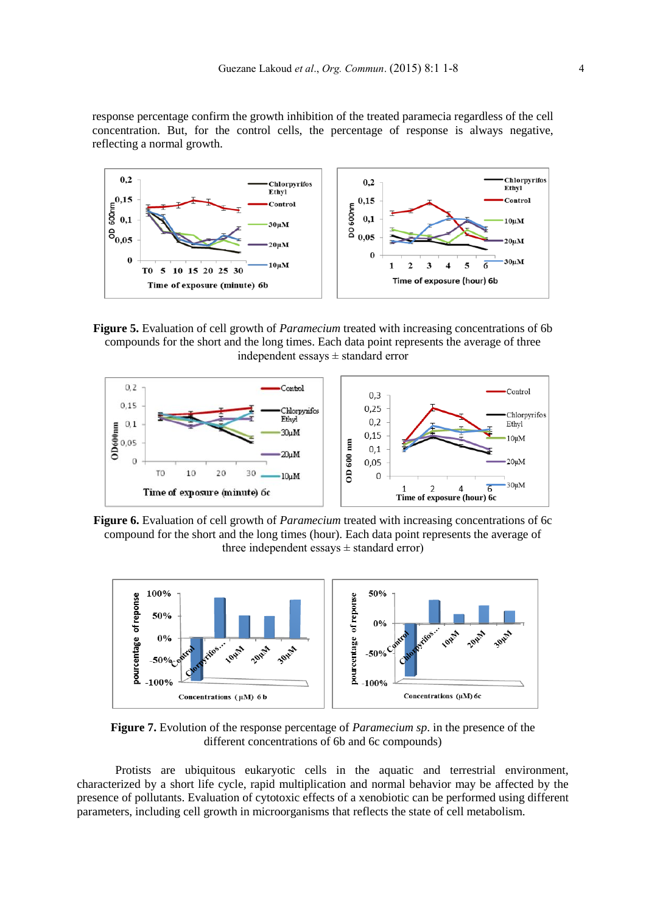response percentage confirm the growth inhibition of the treated paramecia regardless of the cell concentration. But, for the control cells, the percentage of response is always negative, reflecting a normal growth.

**Figure 5.** Evaluation of cell growth of *Paramecium* treated with increasing concentrations of 6b compounds for the short and the long times. Each data point represents the average of three independent essays ± standard error

**Figure 6.** Evaluation of cell growth of *Paramecium* treated with increasing concentrations of 6c compound for the short and the long times (hour). Each data point represents the average of three independent essays ± standard error)

**Figure 7.** Evolution of the response percentage of *Paramecium sp.* in the presence of the different concentrations of 6b and 6c compounds)

Protists are ubiquitous eukaryotic cells in the aquatic and terrestrial environment, characterized by a short life cycle, rapid multiplication and normal behavior may be affected by the presence of pollutants. Evaluation of cytotoxic effects of a xenobiotic can be performed using different parameters, including cell growth in microorganisms that reflects the state of cell metabolism.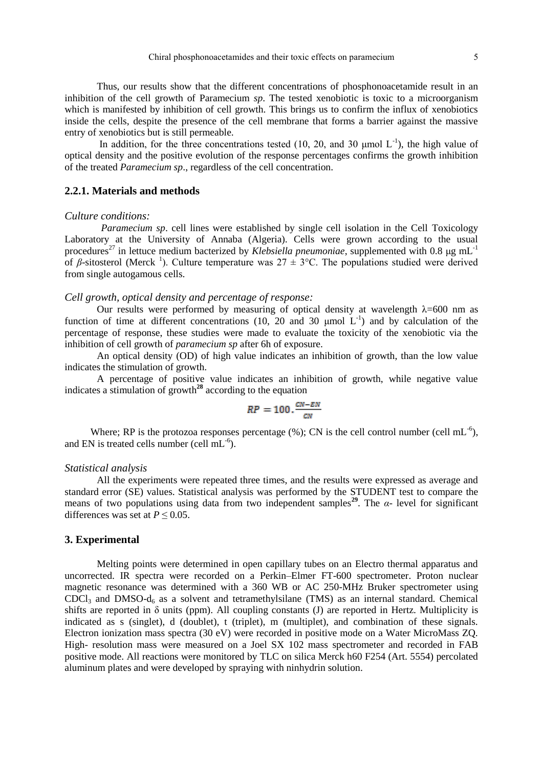Thus, our results show that the different concentrations of phosphonoacetamide result in an inhibition of the cell growth of Paramecium *sp*. The tested xenobiotic is toxic to a microorganism which is manifested by inhibition of cell growth. This brings us to confirm the influx of xenobiotics inside the cells, despite the presence of the cell membrane that forms a barrier against the massive entry of xenobiotics but is still permeable.

In addition, for the three concentrations tested (10, 20, and 30 μmol $L^{-1}$), the high value of optical density and the positive evolution of the response percentages confirms the growth inhibition of the treated *Paramecium sp*., regardless of the cell concentration.

### 2.2.1. Materials and methods

*Culture conditions:*

*Paramecium sp*. cell lines were established by single cell isolation in the Cell Toxicology Laboratory at the University of Annaba (Algeria). Cells were grown according to the usual procedures[27] in lettuce medium bacterized by *Klebsiella pneumoniae*, supplemented with 0.8 μg $mL^{-1}$ of *β*-sitosterol (Merck [1]). Culture temperature was 27 ± 3°C. The populations studied were derived from single autogamous cells.

*Cell growth, optical density and percentage of response:*

Our results were performed by measuring of optical density at wavelength λ=600 nm as function of time at different concentrations (10, 20 and 30 μmol $L^{-1}$) and by calculation of the percentage of response, these studies were made to evaluate the toxicity of the xenobiotic via the inhibition of cell growth of *paramecium sp* after 6h of exposure.

An optical density (OD) of high value indicates an inhibition of growth, than the low value indicates the stimulation of growth.

A percentage of positive value indicates an inhibition of growth, while negative value indicates a stimulation of growth[28] according to the equation

$$RP = 100.\frac{CN - EN}{CN}$$

Where; RP is the protozoa responses percentage (%); CN is the cell control number (cell $mL^{-6}$), and EN is treated cells number (cell $mL^{-6}$).

*Statistical analysis*

All the experiments were repeated three times, and the results were expressed as average and standard error (SE) values. Statistical analysis was performed by the STUDENT test to compare the means of two populations using data from two independent samples[29]. The *α*- level for significant differences was set at $P \leq 0.05$.

## 3. Experimental

Melting points were determined in open capillary tubes on an Electro thermal apparatus and uncorrected. IR spectra were recorded on a Perkin–Elmer FT-600 spectrometer. Proton nuclear magnetic resonance was determined with a 360 WB or AC 250-MHz Bruker spectrometer using $CDCl_3$ and DMSO-$d_6$ as a solvent and tetramethylsilane (TMS) as an internal standard. Chemical shifts are reported in δ units (ppm). All coupling constants (J) are reported in Hertz. Multiplicity is indicated as s (singlet), d (doublet), t (triplet), m (multiplet), and combination of these signals. Electron ionization mass spectra (30 eV) were recorded in positive mode on a Water MicroMass ZQ. High- resolution mass were measured on a Joel SX 102 mass spectrometer and recorded in FAB positive mode. All reactions were monitored by TLC on silica Merck h60 F254 (Art. 5554) percolated aluminum plates and were developed by spraying with ninhydrin solution.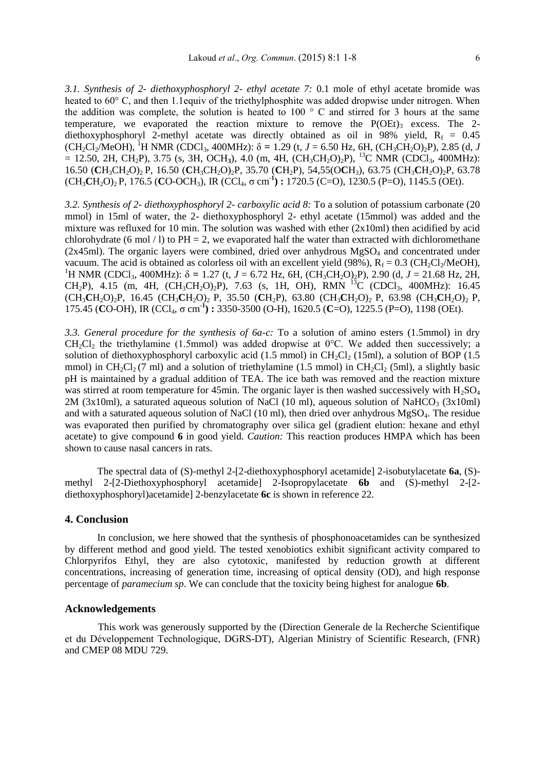*3.1. Synthesis of 2- diethoxyphosphoryl 2- ethyl acetate 7:* 0.1 mole of ethyl acetate bromide was heated to 60° C, and then 1.1equiv of the triethylphosphite was added dropwise under nitrogen. When the addition was complete, the solution is heated to 100 ° C and stirred for 3 hours at the same temperature, we evaporated the reaction mixture to remove the $P(OEt)_3$ excess. The 2-diethoxyphosphoryl 2-methyl acetate was directly obtained as oil in 98% yield, $R_f$ = 0.45 ($CH_2Cl_2$/MeOH), $^1$H NMR ($CDCl_3$, 400MHz): δ = 1.29 (t, *J* = 6.50 Hz, 6H, $(CH_3CH_2O)_2P$), 2.85 (d, *J* = 12.50, 2H, $CH_2P$), 3.75 (s, 3H, $OCH_3$), 4.0 (m, 4H, $(CH_3CH_2O)_2P$), $^{13}$C NMR ($CDCl_3$, 400MHz): 16.50 (**C**$H_3CH_2O)_2$ P, 16.50 (**C**$H_3CH_2O)_2P$, 35.70 (**C**$H_2P$), 54,55(O**C**$H_3$), 63.75 ($CH_3$**C**$H_2O)_2P$, 63.78 ($CH_3$**C**$H_2O)_2$ P, 176.5 (**C**O-$OCH_3$), IR ($CCl_4$, σ $cm^{-1}$) **:** 1720.5 (C=O), 1230.5 (P=O), 1145.5 (OEt).

*3.2. Synthesis of 2- diethoxyphosphoryl 2- carboxylic acid 8:* To a solution of potassium carbonate (20 mmol) in 15ml of water, the 2- diethoxyphosphoryl 2- ethyl acetate (15mmol) was added and the mixture was refluxed for 10 min. The solution was washed with ether (2x10ml) then acidified by acid chlorohydrate (6 mol / l) to PH = 2, we evaporated half the water than extracted with dichloromethane (2x45ml). The organic layers were combined, dried over anhydrous $MgSO_4$ and concentrated under vacuum. The acid is obtained as colorless oil with an excellent yield (98%), $R_f$ = 0.3 ($CH_2Cl_2$/MeOH), $^1$H NMR ($CDCl_3$, 400MHz): δ = 1.27 (t, *J* = 6.72 Hz, 6H, $(CH_3CH_2O)_2P$), 2.90 (d, *J* = 21.68 Hz, 2H, $CH_2P$), 4.15 (m, 4H, $(CH_3CH_2O)_2P$), 7.63 (s, 1H, OH), RMN $^{13}$C ($CDCl_3$, 400MHz): 16.45 ($CH_3$**C**$H_2O)_2P$, 16.45 ($CH_3$**C**$H_2O)_2$ P, 35.50 (**C**$H_2P$), 63.80 ($CH_3$**C**$H_2O)_2$ P, 63.98 ($CH_3$**C**$H_2O)_2$ P, 175.45 (**C**O-OH), IR ($CCl_4$, σ $cm^{-1}$) **:** 3350-3500 (O-H), 1620.5 (**C**=O), 1225.5 (P=O), 1198 (OEt).

*3.3. General procedure for the synthesis of 6a-c:* To a solution of amino esters (1.5mmol) in dry $CH_2Cl_2$ the triethylamine (1.5mmol) was added dropwise at 0°C. We added then successively; a solution of diethoxyphosphoryl carboxylic acid (1.5 mmol) in $CH_2Cl_2$ (15ml), a solution of BOP (1.5 mmol) in $CH_2Cl_2$ (7 ml) and a solution of triethylamine (1.5 mmol) in $CH_2Cl_2$ (5ml), a slightly basic pH is maintained by a gradual addition of TEA. The ice bath was removed and the reaction mixture was stirred at room temperature for 45min. The organic layer is then washed successively with $H_2SO_4$ 2M (3x10ml), a saturated aqueous solution of NaCl (10 ml), aqueous solution of $NaHCO_3$ (3x10ml) and with a saturated aqueous solution of NaCl (10 ml), then dried over anhydrous $MgSO_4$. The residue was evaporated then purified by chromatography over silica gel (gradient elution: hexane and ethyl acetate) to give compound **6** in good yield. *Caution:* This reaction produces HMPA which has been shown to cause nasal cancers in rats.

The spectral data of (S)-methyl 2-[2-diethoxyphosphoryl acetamide] 2-isobutylacetate **6a**, (S)-methyl 2-[2-Diethoxyphosphoryl acetamide] 2-Isopropylacetate **6b** and (S)-methyl 2-[2-diethoxyphosphoryl)acetamide] 2-benzylacetate **6c** is shown in reference 22.

## 4. Conclusion

In conclusion, we here showed that the synthesis of phosphonoacetamides can be synthesized by different method and good yield. The tested xenobiotics exhibit significant activity compared to Chlorpyrifos Ethyl, they are also cytotoxic, manifested by reduction growth at different concentrations, increasing of generation time, increasing of optical density (OD), and high response percentage of *paramecium sp*. We can conclude that the toxicity being highest for analogue **6b**.

## Acknowledgements

This work was generously supported by the (Direction Generale de la Recherche Scientifique et du Développement Technologique, DGRS-DT), Algerian Ministry of Scientific Research, (FNR) and CMEP 08 MDU 729.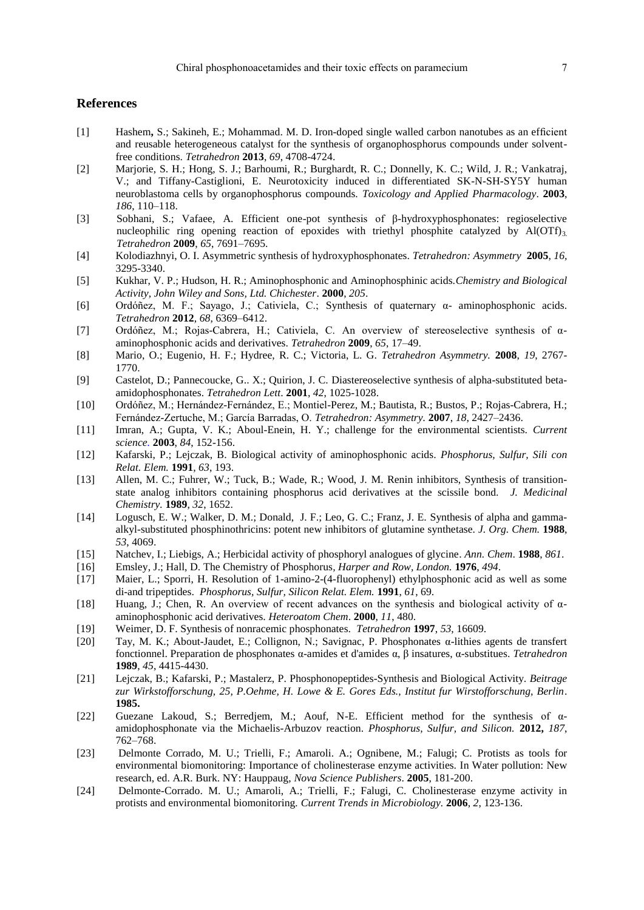## References

[1] Hashem, S.; Sakineh, E.; Mohammad. M. D. Iron-doped single walled carbon nanotubes as an efficient and reusable heterogeneous catalyst for the synthesis of organophosphorus compounds under solvent-free conditions. *Tetrahedron* **2013**, *69*, 4708-4724.

[2] Marjorie, S. H.; Hong, S. J.; Barhoumi, R.; Burghardt, R. C.; Donnelly, K. C.; Wild, J. R.; Vankatraj, V.; and Tiffany-Castiglioni, E. Neurotoxicity induced in differentiated SK-N-SH-SY5Y human neuroblastoma cells by organophosphorus compounds. *Toxicology and Applied Pharmacology*. **2003**, *186*, 110–118.

[3] Sobhani, S.; Vafaee, A. Efficient one-pot synthesis of β-hydroxyphosphonates: regioselective nucleophilic ring opening reaction of epoxides with triethyl phosphite catalyzed by $Al(OTf)_3$. *Tetrahedron* **2009**, *65*, 7691–7695.

[4] Kolodiazhnyi, O. I. Asymmetric synthesis of hydroxyphosphonates. *Tetrahedron: Asymmetry* **2005**, *16*, 3295-3340.

[5] Kukhar, V. P.; Hudson, H. R.; Aminophosphonic and Aminophosphinic acids.*Chemistry and Biological Activity, John Wiley and Sons, Ltd. Chichester*. **2000**, *205*.

[6] Ordóñez, M. F.; Sayago, J.; Cativiela, C.; Synthesis of quaternary α- aminophosphonic acids. *Tetrahedron* **2012**, *68*, 6369–6412.

[7] Ordóñez, M.; Rojas-Cabrera, H.; Cativiela, C. An overview of stereoselective synthesis of α-aminophosphonic acids and derivatives. *Tetrahedron* **2009**, *65*, 17–49.

[8] Mario, O.; Eugenio, H. F.; Hydree, R. C.; Victoria, L. G. *Tetrahedron Asymmetry.* **2008**, *19*, 2767-1770.

[9] Castelot, D.; Pannecoucke, G.. X.; Quirion, J. C. Diastereoselective synthesis of alpha-substituted beta-amidophosphonates. *Tetrahedron Lett*. **2001**, *42*, 1025-1028.

[10] Ordóñez, M.; Hernández-Fernández, E.; Montiel-Perez, M.; Bautista, R.; Bustos, P.; Rojas-Cabrera, H.; Fernández-Zertuche, M.; García Barradas, O. *Tetrahedron: Asymmetry.* **2007**, *18*, 2427–2436.

[11] Imran, A.; Gupta, V. K.; Aboul-Enein, H. Y.; challenge for the environmental scientists. *Current science.* **2003**, *84*, 152-156.

[12] Kafarski, P.; Lejczak, B. Biological activity of aminophosphonic acids. *Phosphorus, Sulfur, Sili con Relat. Elem.* **1991**, *63*, 193.

[13] Allen, M. C.; Fuhrer, W.; Tuck, B.; Wade, R.; Wood, J. M. Renin inhibitors, Synthesis of transition-state analog inhibitors containing phosphorus acid derivatives at the scissile bond. *J. Medicinal Chemistry.* **1989**, *32*, 1652.

[14] Logusch, E. W.; Walker, D. M.; Donald, J. F.; Leo, G. C.; Franz, J. E. Synthesis of alpha and gamma-alkyl-substituted phosphinothricins: potent new inhibitors of glutamine synthetase. *J. Org. Chem.* **1988**, *53*, 4069.

[15] Natchev, I.; Liebigs, A.; Herbicidal activity of phosphoryl analogues of glycine. *Ann. Chem*. **1988**, *861*.

[16] Emsley, J.; Hall, D. The Chemistry of Phosphorus, *Harper and Row, London.* **1976**, *494*.

[17] Maier, L.; Sporri, H. Resolution of 1-amino-2-(4-fluorophenyl) ethylphosphonic acid as well as some di-and tripeptides. *Phosphorus, Sulfur, Silicon Relat. Elem.* **1991**, *61*, 69.

[18] Huang, J.; Chen, R. An overview of recent advances on the synthesis and biological activity of α-aminophosphonic acid derivatives. *Heteroatom Chem*. **2000**, *11*, 480.

[19] Weimer, D. F. Synthesis of nonracemic phosphonates. *Tetrahedron* **1997**, *53*, 16609.

[20] Tay, M. K.; About-Jaudet, E.; Collignon, N.; Savignac, P. Phosphonates α-lithies agents de transfert fonctionnel. Preparation de phosphonates α-amides et d'amides α, β insatures, α-substitues. *Tetrahedron* **1989**, *45*, 4415-4430.

[21] Lejczak, B.; Kafarski, P.; Mastalerz, P. Phosphonopeptides-Synthesis and Biological Activity. *Beitrage zur Wirkstofforschung, 25, P.Oehme, H. Lowe & E. Gores Eds., Institut fur Wirstofforschung, Berlin*. **1985.**

[22] Guezane Lakoud, S.; Berredjem, M.; Aouf, N-E. Efficient method for the synthesis of α-amidophosphonate via the Michaelis-Arbuzov reaction. *Phosphorus, Sulfur, and Silicon.* **2012,** *187*, 762–768.

[23] Delmonte Corrado, M. U.; Trielli, F.; Amaroli. A.; Ognibene, M.; Falugi; C. Protists as tools for environmental biomonitoring: Importance of cholinesterase enzyme activities. In Water pollution: New research, ed. A.R. Burk. NY: Hauppaug, *Nova Science Publishers*. **2005**, 181-200.

[24] Delmonte-Corrado. M. U.; Amaroli, A.; Trielli, F.; Falugi, C. Cholinesterase enzyme activity in protists and environmental biomonitoring. *Current Trends in Microbiology.* **2006**, *2*, 123-136.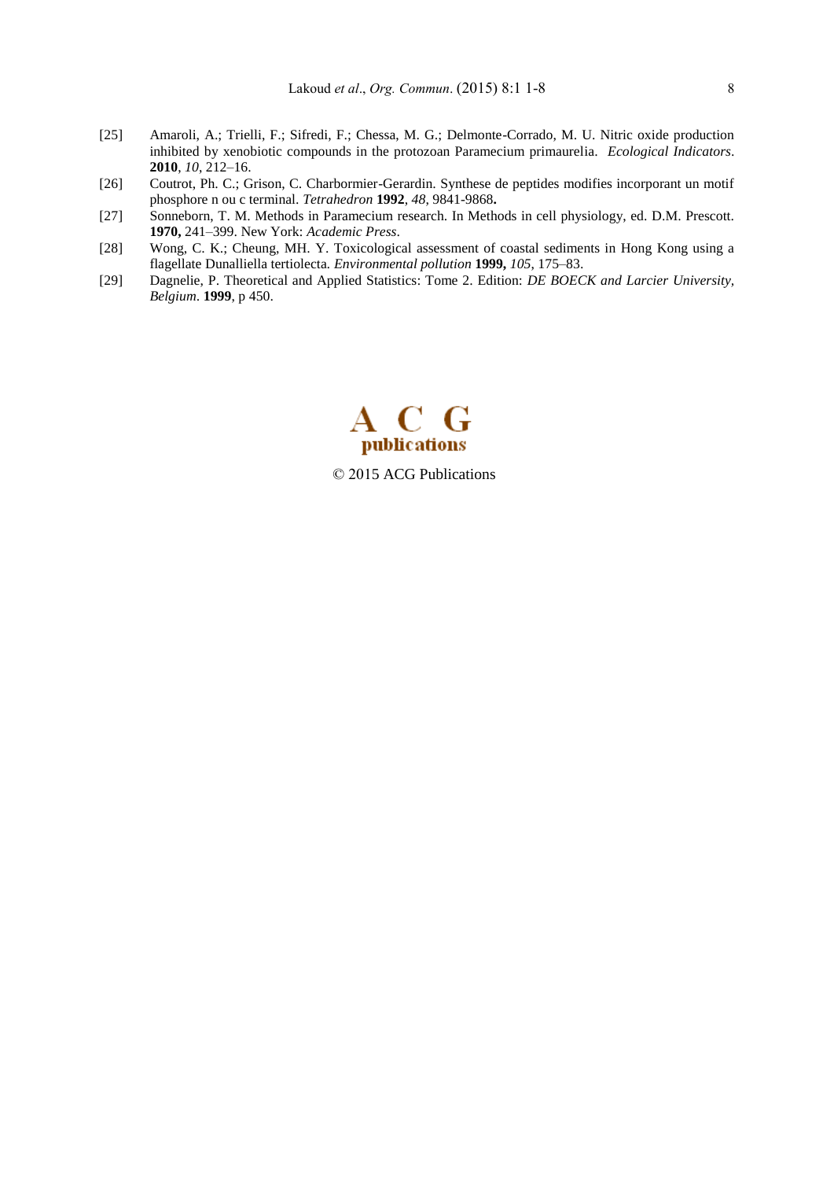[25] Amaroli, A.; Trielli, F.; Sifredi, F.; Chessa, M. G.; Delmonte-Corrado, M. U. Nitric oxide production inhibited by xenobiotic compounds in the protozoan Paramecium primaurelia. *Ecological Indicators*. **2010**, *10*, 212–16.

[26] Coutrot, Ph. C.; Grison, C. Charbormier-Gerardin. Synthese de peptides modifies incorporant un motif phosphore n ou c terminal. *Tetrahedron* **1992**, *48*, 9841-9868**.**

[27] Sonneborn, T. M. Methods in Paramecium research. In Methods in cell physiology, ed. D.M. Prescott. **1970,** 241–399. New York: *Academic Press*.

[28] Wong, C. K.; Cheung, MH. Y. Toxicological assessment of coastal sediments in Hong Kong using a flagellate Dunalliella tertiolecta. *Environmental pollution* **1999,** *105*, 175–83.

[29] Dagnelie, P. Theoretical and Applied Statistics: Tome 2. Edition: *DE BOECK and Larcier University, Belgium*. **1999**, p 450.

A C G
publications

© 2015 ACG Publications